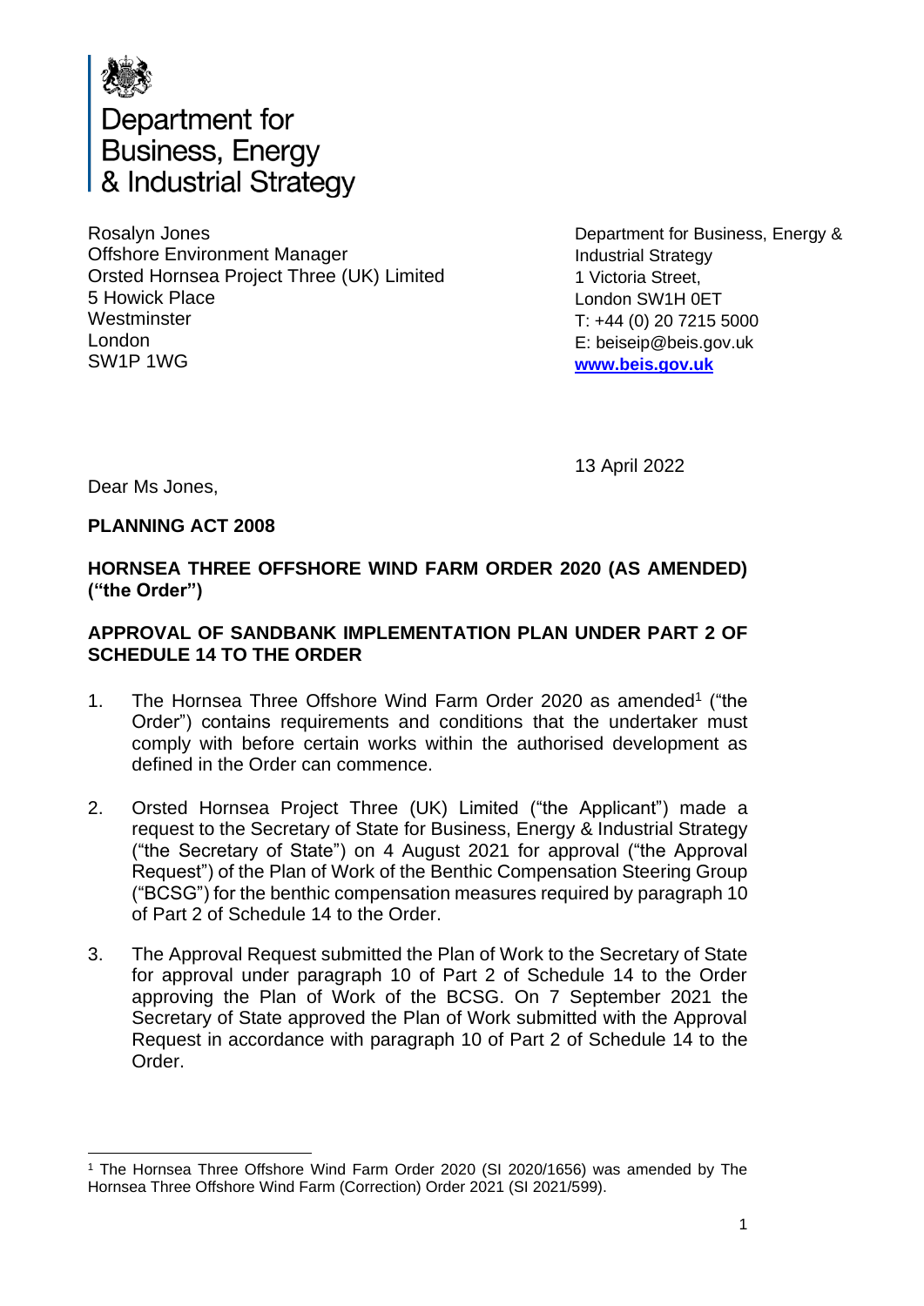Department for Business, Energy & Industrial Strategy

Rosalyn Jones
Offshore Environment Manager
Orsted Hornsea Project Three (UK) Limited
5 Howick Place
Westminster
London
SW1P 1WG

Department for Business, Energy & Industrial Strategy
1 Victoria Street,
London SW1H 0ET
T: +44 (0) 20 7215 5000
E: beiseip@beis.gov.uk
**www.beis.gov.uk**

13 April 2022

Dear Ms Jones,

**PLANNING ACT 2008**

**HORNSEA THREE OFFSHORE WIND FARM ORDER 2020 (AS AMENDED) ("the Order")**

**APPROVAL OF SANDBANK IMPLEMENTATION PLAN UNDER PART 2 OF SCHEDULE 14 TO THE ORDER**

1. The Hornsea Three Offshore Wind Farm Order 2020 as amended[1] ("the Order") contains requirements and conditions that the undertaker must comply with before certain works within the authorised development as defined in the Order can commence.

2. Orsted Hornsea Project Three (UK) Limited ("the Applicant") made a request to the Secretary of State for Business, Energy & Industrial Strategy ("the Secretary of State") on 4 August 2021 for approval ("the Approval Request") of the Plan of Work of the Benthic Compensation Steering Group ("BCSG") for the benthic compensation measures required by paragraph 10 of Part 2 of Schedule 14 to the Order.

3. The Approval Request submitted the Plan of Work to the Secretary of State for approval under paragraph 10 of Part 2 of Schedule 14 to the Order approving the Plan of Work of the BCSG. On 7 September 2021 the Secretary of State approved the Plan of Work submitted with the Approval Request in accordance with paragraph 10 of Part 2 of Schedule 14 to the Order.

[1] The Hornsea Three Offshore Wind Farm Order 2020 (SI 2020/1656) was amended by The Hornsea Three Offshore Wind Farm (Correction) Order 2021 (SI 2021/599).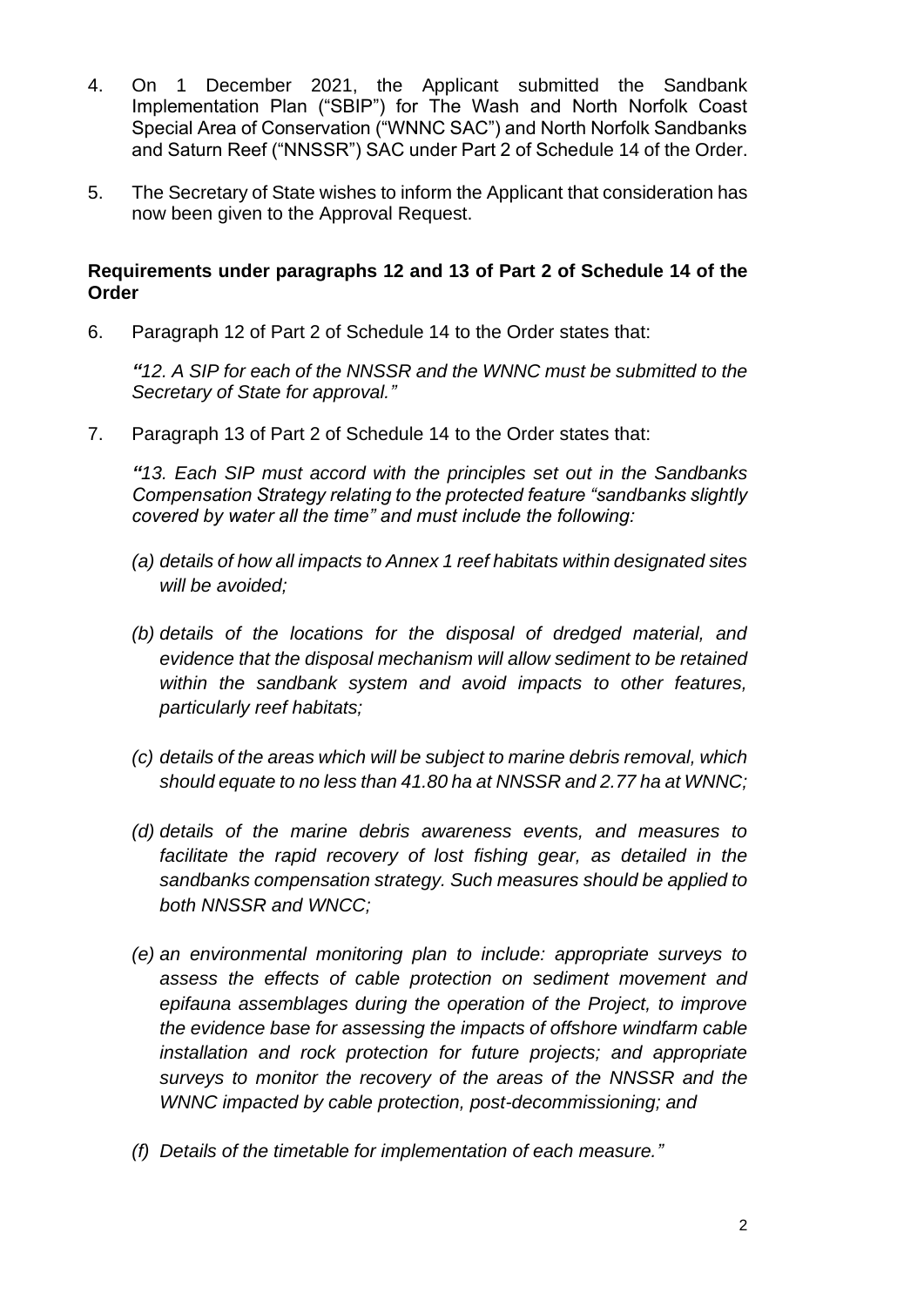4. On 1 December 2021, the Applicant submitted the Sandbank Implementation Plan ("SBIP") for The Wash and North Norfolk Coast Special Area of Conservation ("WNNC SAC") and North Norfolk Sandbanks and Saturn Reef ("NNSSR") SAC under Part 2 of Schedule 14 of the Order.

5. The Secretary of State wishes to inform the Applicant that consideration has now been given to the Approval Request.

**Requirements under paragraphs 12 and 13 of Part 2 of Schedule 14 of the Order**

6. Paragraph 12 of Part 2 of Schedule 14 to the Order states that:

   *"12. A SIP for each of the NNSSR and the WNNC must be submitted to the Secretary of State for approval."*

7. Paragraph 13 of Part 2 of Schedule 14 to the Order states that:

   *"13. Each SIP must accord with the principles set out in the Sandbanks Compensation Strategy relating to the protected feature "sandbanks slightly covered by water all the time" and must include the following:*

   *(a) details of how all impacts to Annex 1 reef habitats within designated sites will be avoided;*

   *(b) details of the locations for the disposal of dredged material, and evidence that the disposal mechanism will allow sediment to be retained within the sandbank system and avoid impacts to other features, particularly reef habitats;*

   *(c) details of the areas which will be subject to marine debris removal, which should equate to no less than 41.80 ha at NNSSR and 2.77 ha at WNNC;*

   *(d) details of the marine debris awareness events, and measures to facilitate the rapid recovery of lost fishing gear, as detailed in the sandbanks compensation strategy. Such measures should be applied to both NNSSR and WNCC;*

   *(e) an environmental monitoring plan to include: appropriate surveys to assess the effects of cable protection on sediment movement and epifauna assemblages during the operation of the Project, to improve the evidence base for assessing the impacts of offshore windfarm cable installation and rock protection for future projects; and appropriate surveys to monitor the recovery of the areas of the NNSSR and the WNNC impacted by cable protection, post-decommissioning; and*

   *(f) Details of the timetable for implementation of each measure."*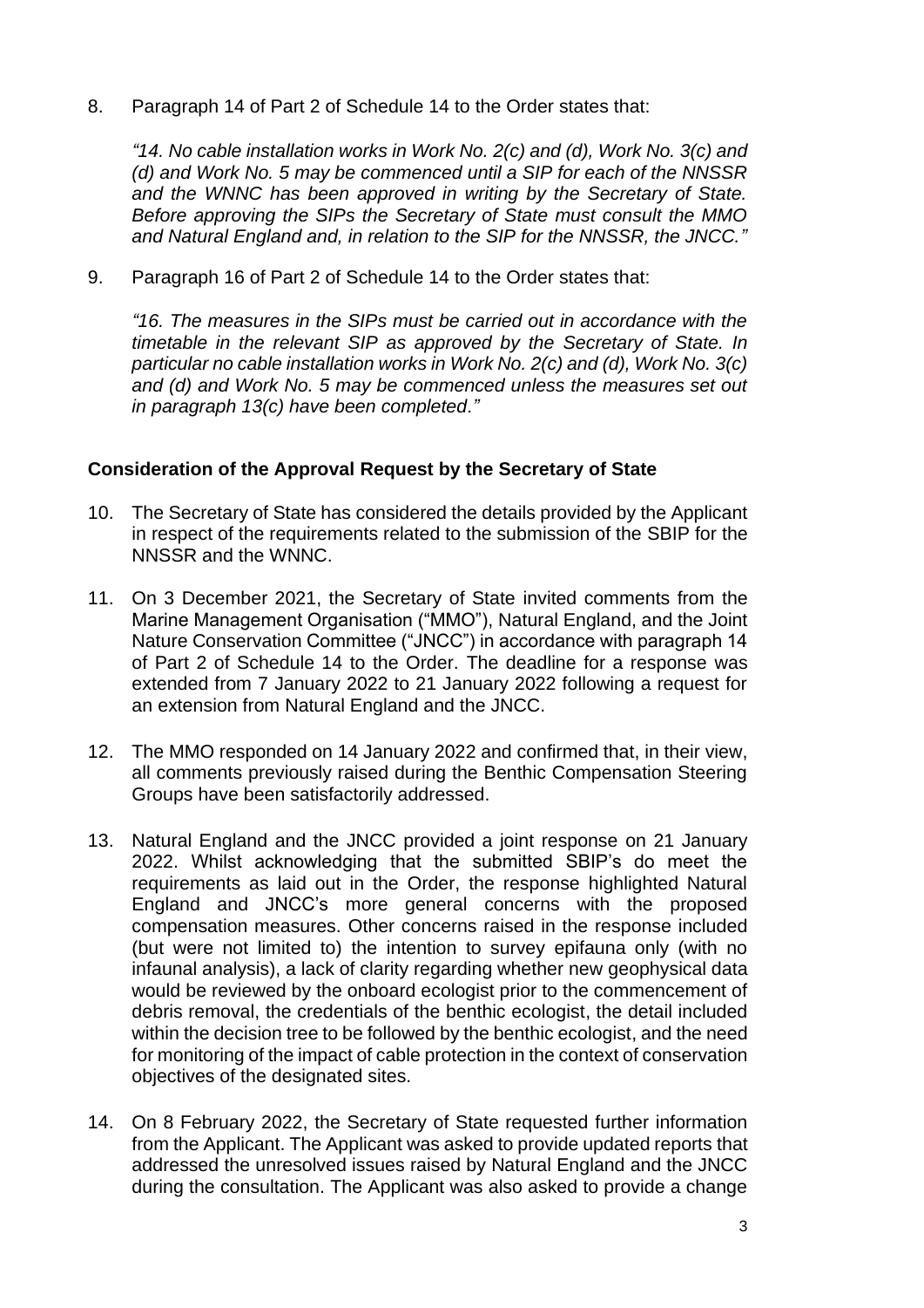8. Paragraph 14 of Part 2 of Schedule 14 to the Order states that:

   *"14. No cable installation works in Work No. 2(c) and (d), Work No. 3(c) and (d) and Work No. 5 may be commenced until a SIP for each of the NNSSR and the WNNC has been approved in writing by the Secretary of State. Before approving the SIPs the Secretary of State must consult the MMO and Natural England and, in relation to the SIP for the NNSSR, the JNCC."*

9. Paragraph 16 of Part 2 of Schedule 14 to the Order states that:

   *"16. The measures in the SIPs must be carried out in accordance with the timetable in the relevant SIP as approved by the Secretary of State. In particular no cable installation works in Work No. 2(c) and (d), Work No. 3(c) and (d) and Work No. 5 may be commenced unless the measures set out in paragraph 13(c) have been completed."*

**Consideration of the Approval Request by the Secretary of State**

10. The Secretary of State has considered the details provided by the Applicant in respect of the requirements related to the submission of the SBIP for the NNSSR and the WNNC.

11. On 3 December 2021, the Secretary of State invited comments from the Marine Management Organisation ("MMO"), Natural England, and the Joint Nature Conservation Committee ("JNCC") in accordance with paragraph 14 of Part 2 of Schedule 14 to the Order. The deadline for a response was extended from 7 January 2022 to 21 January 2022 following a request for an extension from Natural England and the JNCC.

12. The MMO responded on 14 January 2022 and confirmed that, in their view, all comments previously raised during the Benthic Compensation Steering Groups have been satisfactorily addressed.

13. Natural England and the JNCC provided a joint response on 21 January 2022. Whilst acknowledging that the submitted SBIP's do meet the requirements as laid out in the Order, the response highlighted Natural England and JNCC's more general concerns with the proposed compensation measures. Other concerns raised in the response included (but were not limited to) the intention to survey epifauna only (with no infaunal analysis), a lack of clarity regarding whether new geophysical data would be reviewed by the onboard ecologist prior to the commencement of debris removal, the credentials of the benthic ecologist, the detail included within the decision tree to be followed by the benthic ecologist, and the need for monitoring of the impact of cable protection in the context of conservation objectives of the designated sites.

14. On 8 February 2022, the Secretary of State requested further information from the Applicant. The Applicant was asked to provide updated reports that addressed the unresolved issues raised by Natural England and the JNCC during the consultation. The Applicant was also asked to provide a change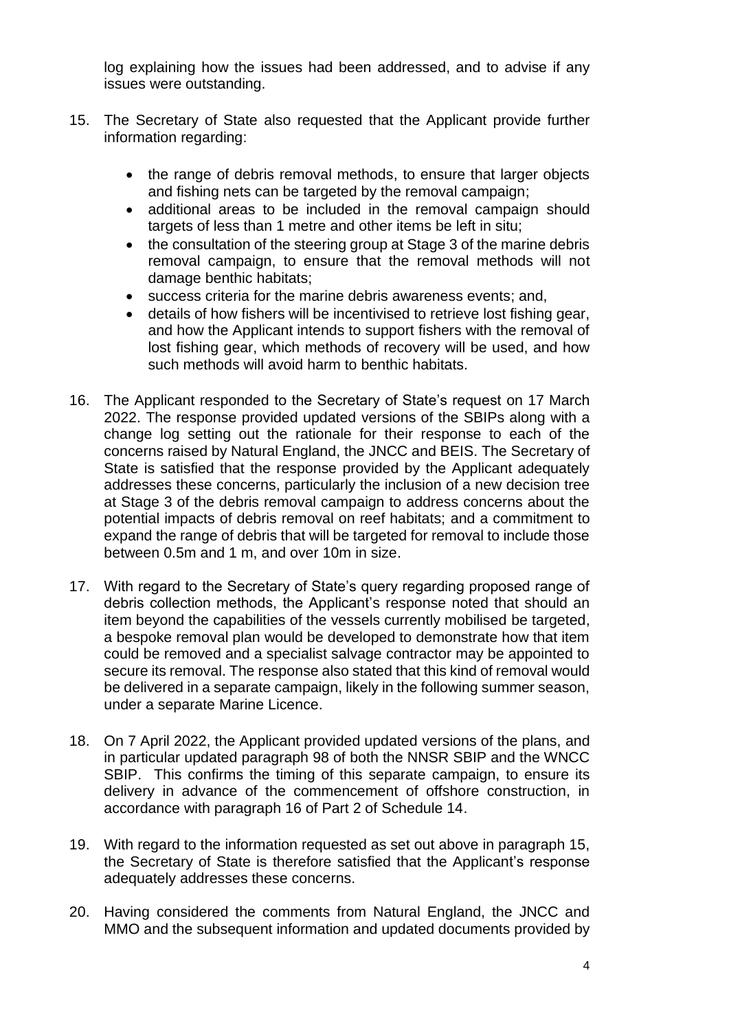log explaining how the issues had been addressed, and to advise if any issues were outstanding.

15. The Secretary of State also requested that the Applicant provide further information regarding:

    - the range of debris removal methods, to ensure that larger objects and fishing nets can be targeted by the removal campaign;
    - additional areas to be included in the removal campaign should targets of less than 1 metre and other items be left in situ;
    - the consultation of the steering group at Stage 3 of the marine debris removal campaign, to ensure that the removal methods will not damage benthic habitats;
    - success criteria for the marine debris awareness events; and,
    - details of how fishers will be incentivised to retrieve lost fishing gear, and how the Applicant intends to support fishers with the removal of lost fishing gear, which methods of recovery will be used, and how such methods will avoid harm to benthic habitats.

16. The Applicant responded to the Secretary of State's request on 17 March 2022. The response provided updated versions of the SBIPs along with a change log setting out the rationale for their response to each of the concerns raised by Natural England, the JNCC and BEIS. The Secretary of State is satisfied that the response provided by the Applicant adequately addresses these concerns, particularly the inclusion of a new decision tree at Stage 3 of the debris removal campaign to address concerns about the potential impacts of debris removal on reef habitats; and a commitment to expand the range of debris that will be targeted for removal to include those between 0.5m and 1 m, and over 10m in size.

17. With regard to the Secretary of State's query regarding proposed range of debris collection methods, the Applicant's response noted that should an item beyond the capabilities of the vessels currently mobilised be targeted, a bespoke removal plan would be developed to demonstrate how that item could be removed and a specialist salvage contractor may be appointed to secure its removal. The response also stated that this kind of removal would be delivered in a separate campaign, likely in the following summer season, under a separate Marine Licence.

18. On 7 April 2022, the Applicant provided updated versions of the plans, and in particular updated paragraph 98 of both the NNSR SBIP and the WNCC SBIP. This confirms the timing of this separate campaign, to ensure its delivery in advance of the commencement of offshore construction, in accordance with paragraph 16 of Part 2 of Schedule 14.

19. With regard to the information requested as set out above in paragraph 15, the Secretary of State is therefore satisfied that the Applicant's response adequately addresses these concerns.

20. Having considered the comments from Natural England, the JNCC and MMO and the subsequent information and updated documents provided by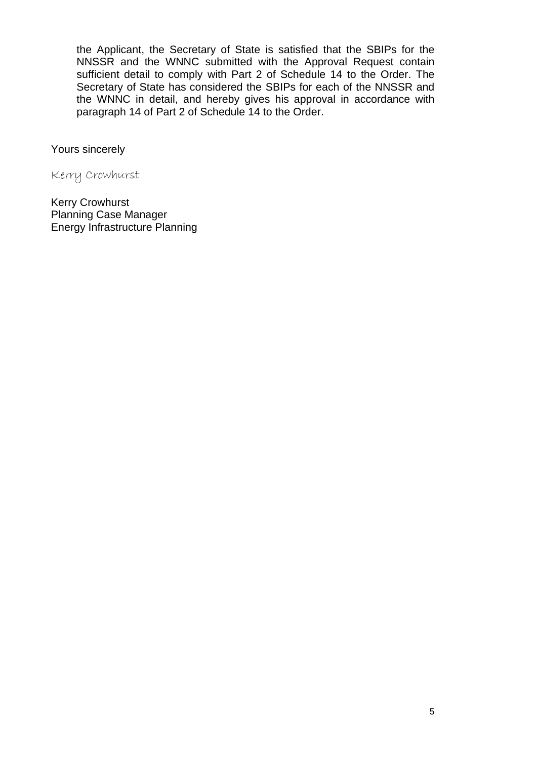the Applicant, the Secretary of State is satisfied that the SBIPs for the NNSSR and the WNNC submitted with the Approval Request contain sufficient detail to comply with Part 2 of Schedule 14 to the Order. The Secretary of State has considered the SBIPs for each of the NNSSR and the WNNC in detail, and hereby gives his approval in accordance with paragraph 14 of Part 2 of Schedule 14 to the Order.

Yours sincerely

*Kerry Crowhurst*

Kerry Crowhurst
Planning Case Manager
Energy Infrastructure Planning